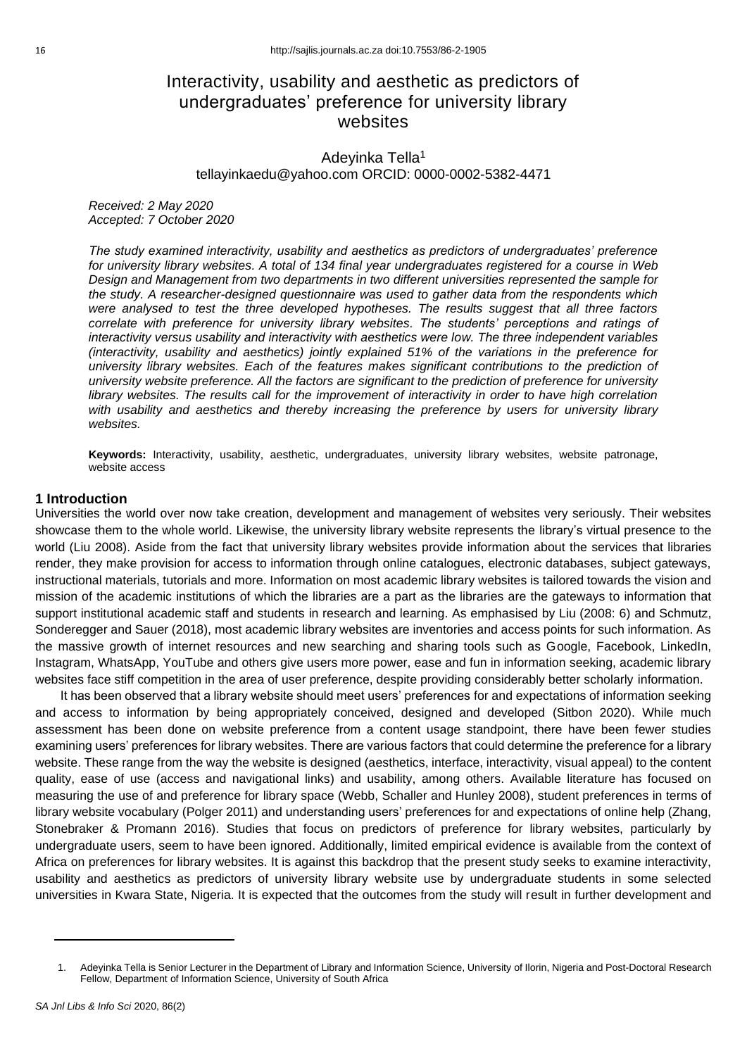# Interactivity, usability and aesthetic as predictors of undergraduates' preference for university library websites

Adeyinka Tella[1]

tellayinkaedu@yahoo.com ORCID: 0000-0002-5382-4471

*Received: 2 May 2020*
*Accepted: 7 October 2020*

*The study examined interactivity, usability and aesthetics as predictors of undergraduates' preference for university library websites. A total of 134 final year undergraduates registered for a course in Web Design and Management from two departments in two different universities represented the sample for the study. A researcher-designed questionnaire was used to gather data from the respondents which were analysed to test the three developed hypotheses. The results suggest that all three factors correlate with preference for university library websites. The students' perceptions and ratings of interactivity versus usability and interactivity with aesthetics were low. The three independent variables (interactivity, usability and aesthetics) jointly explained 51% of the variations in the preference for university library websites. Each of the features makes significant contributions to the prediction of university website preference. All the factors are significant to the prediction of preference for university library websites. The results call for the improvement of interactivity in order to have high correlation with usability and aesthetics and thereby increasing the preference by users for university library websites.*

**Keywords:** Interactivity, usability, aesthetic, undergraduates, university library websites, website patronage, website access

## 1 Introduction

Universities the world over now take creation, development and management of websites very seriously. Their websites showcase them to the whole world. Likewise, the university library website represents the library's virtual presence to the world (Liu 2008). Aside from the fact that university library websites provide information about the services that libraries render, they make provision for access to information through online catalogues, electronic databases, subject gateways, instructional materials, tutorials and more. Information on most academic library websites is tailored towards the vision and mission of the academic institutions of which the libraries are a part as the libraries are the gateways to information that support institutional academic staff and students in research and learning. As emphasised by Liu (2008: 6) and Schmutz, Sonderegger and Sauer (2018), most academic library websites are inventories and access points for such information. As the massive growth of internet resources and new searching and sharing tools such as Google, Facebook, LinkedIn, Instagram, WhatsApp, YouTube and others give users more power, ease and fun in information seeking, academic library websites face stiff competition in the area of user preference, despite providing considerably better scholarly information.

It has been observed that a library website should meet users' preferences for and expectations of information seeking and access to information by being appropriately conceived, designed and developed (Sitbon 2020). While much assessment has been done on website preference from a content usage standpoint, there have been fewer studies examining users' preferences for library websites. There are various factors that could determine the preference for a library website. These range from the way the website is designed (aesthetics, interface, interactivity, visual appeal) to the content quality, ease of use (access and navigational links) and usability, among others. Available literature has focused on measuring the use of and preference for library space (Webb, Schaller and Hunley 2008), student preferences in terms of library website vocabulary (Polger 2011) and understanding users' preferences for and expectations of online help (Zhang, Stonebraker & Promann 2016). Studies that focus on predictors of preference for library websites, particularly by undergraduate users, seem to have been ignored. Additionally, limited empirical evidence is available from the context of Africa on preferences for library websites. It is against this backdrop that the present study seeks to examine interactivity, usability and aesthetics as predictors of university library website use by undergraduate students in some selected universities in Kwara State, Nigeria. It is expected that the outcomes from the study will result in further development and

1. Adeyinka Tella is Senior Lecturer in the Department of Library and Information Science, University of Ilorin, Nigeria and Post-Doctoral Research Fellow, Department of Information Science, University of South Africa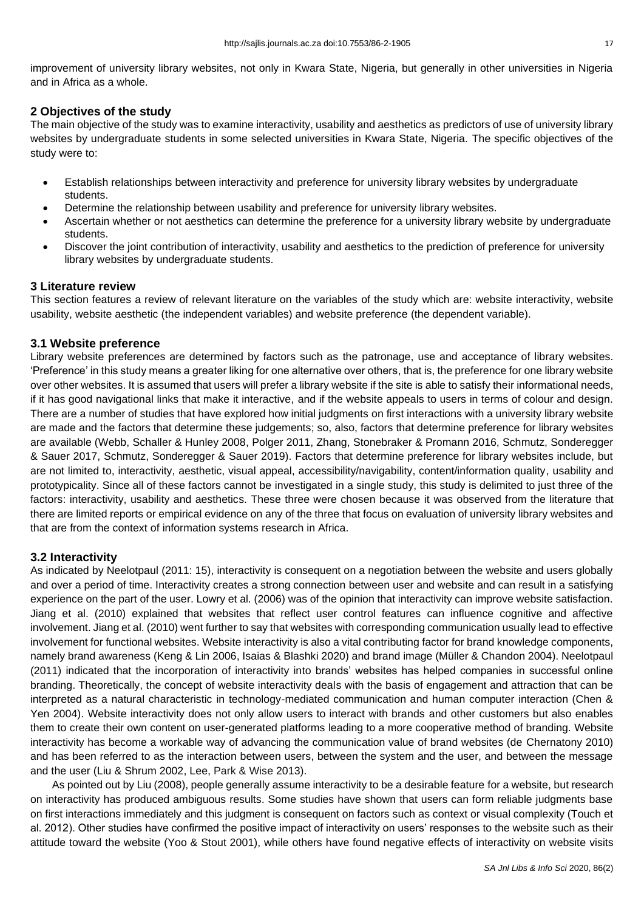improvement of university library websites, not only in Kwara State, Nigeria, but generally in other universities in Nigeria and in Africa as a whole.

## 2 Objectives of the study

The main objective of the study was to examine interactivity, usability and aesthetics as predictors of use of university library websites by undergraduate students in some selected universities in Kwara State, Nigeria. The specific objectives of the study were to:

- Establish relationships between interactivity and preference for university library websites by undergraduate students.
- Determine the relationship between usability and preference for university library websites.
- Ascertain whether or not aesthetics can determine the preference for a university library website by undergraduate students.
- Discover the joint contribution of interactivity, usability and aesthetics to the prediction of preference for university library websites by undergraduate students.

## 3 Literature review

This section features a review of relevant literature on the variables of the study which are: website interactivity, website usability, website aesthetic (the independent variables) and website preference (the dependent variable).

### 3.1 Website preference

Library website preferences are determined by factors such as the patronage, use and acceptance of library websites. 'Preference' in this study means a greater liking for one alternative over others, that is, the preference for one library website over other websites. It is assumed that users will prefer a library website if the site is able to satisfy their informational needs, if it has good navigational links that make it interactive, and if the website appeals to users in terms of colour and design. There are a number of studies that have explored how initial judgments on first interactions with a university library website are made and the factors that determine these judgements; so, also, factors that determine preference for library websites are available (Webb, Schaller & Hunley 2008, Polger 2011, Zhang, Stonebraker & Promann 2016, Schmutz, Sonderegger & Sauer 2017, Schmutz, Sonderegger & Sauer 2019). Factors that determine preference for library websites include, but are not limited to, interactivity, aesthetic, visual appeal, accessibility/navigability, content/information quality, usability and prototypicality. Since all of these factors cannot be investigated in a single study, this study is delimited to just three of the factors: interactivity, usability and aesthetics. These three were chosen because it was observed from the literature that there are limited reports or empirical evidence on any of the three that focus on evaluation of university library websites and that are from the context of information systems research in Africa.

### 3.2 Interactivity

As indicated by Neelotpaul (2011: 15), interactivity is consequent on a negotiation between the website and users globally and over a period of time. Interactivity creates a strong connection between user and website and can result in a satisfying experience on the part of the user. Lowry et al. (2006) was of the opinion that interactivity can improve website satisfaction. Jiang et al. (2010) explained that websites that reflect user control features can influence cognitive and affective involvement. Jiang et al. (2010) went further to say that websites with corresponding communication usually lead to effective involvement for functional websites. Website interactivity is also a vital contributing factor for brand knowledge components, namely brand awareness (Keng & Lin 2006, Isaias & Blashki 2020) and brand image (Müller & Chandon 2004). Neelotpaul (2011) indicated that the incorporation of interactivity into brands' websites has helped companies in successful online branding. Theoretically, the concept of website interactivity deals with the basis of engagement and attraction that can be interpreted as a natural characteristic in technology-mediated communication and human computer interaction (Chen & Yen 2004). Website interactivity does not only allow users to interact with brands and other customers but also enables them to create their own content on user-generated platforms leading to a more cooperative method of branding. Website interactivity has become a workable way of advancing the communication value of brand websites (de Chernatony 2010) and has been referred to as the interaction between users, between the system and the user, and between the message and the user (Liu & Shrum 2002, Lee, Park & Wise 2013).

As pointed out by Liu (2008), people generally assume interactivity to be a desirable feature for a website, but research on interactivity has produced ambiguous results. Some studies have shown that users can form reliable judgments base on first interactions immediately and this judgment is consequent on factors such as context or visual complexity (Touch et al. 2012). Other studies have confirmed the positive impact of interactivity on users' responses to the website such as their attitude toward the website (Yoo & Stout 2001), while others have found negative effects of interactivity on website visits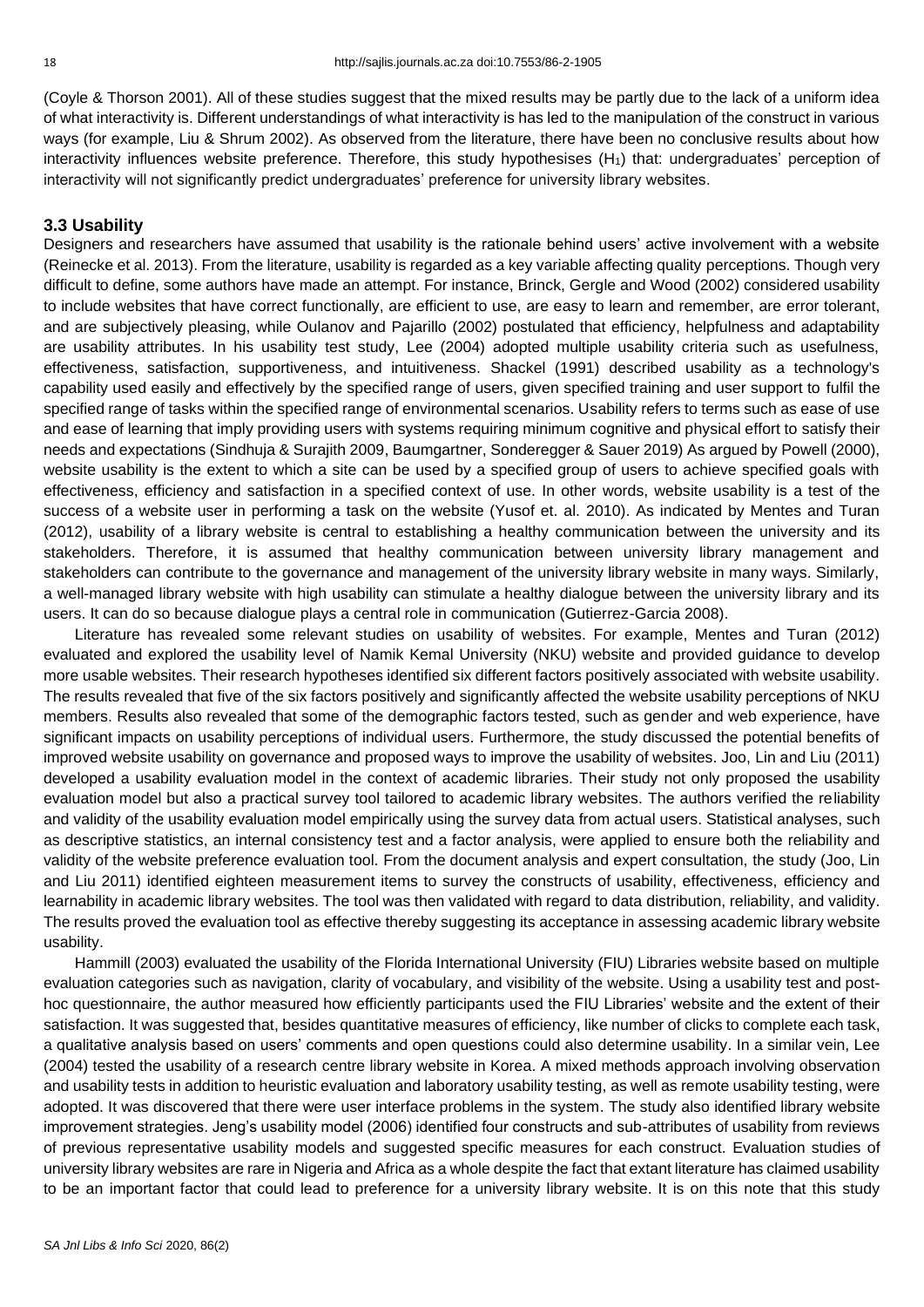(Coyle & Thorson 2001). All of these studies suggest that the mixed results may be partly due to the lack of a uniform idea of what interactivity is. Different understandings of what interactivity is has led to the manipulation of the construct in various ways (for example, Liu & Shrum 2002). As observed from the literature, there have been no conclusive results about how interactivity influences website preference. Therefore, this study hypothesises ($H_1$) that: undergraduates' perception of interactivity will not significantly predict undergraduates' preference for university library websites.

### 3.3 Usability

Designers and researchers have assumed that usability is the rationale behind users' active involvement with a website (Reinecke et al. 2013). From the literature, usability is regarded as a key variable affecting quality perceptions. Though very difficult to define, some authors have made an attempt. For instance, Brinck, Gergle and Wood (2002) considered usability to include websites that have correct functionally, are efficient to use, are easy to learn and remember, are error tolerant, and are subjectively pleasing, while Oulanov and Pajarillo (2002) postulated that efficiency, helpfulness and adaptability are usability attributes. In his usability test study, Lee (2004) adopted multiple usability criteria such as usefulness, effectiveness, satisfaction, supportiveness, and intuitiveness. Shackel (1991) described usability as a technology's capability used easily and effectively by the specified range of users, given specified training and user support to fulfil the specified range of tasks within the specified range of environmental scenarios. Usability refers to terms such as ease of use and ease of learning that imply providing users with systems requiring minimum cognitive and physical effort to satisfy their needs and expectations (Sindhuja & Surajith 2009, Baumgartner, Sonderegger & Sauer 2019) As argued by Powell (2000), website usability is the extent to which a site can be used by a specified group of users to achieve specified goals with effectiveness, efficiency and satisfaction in a specified context of use. In other words, website usability is a test of the success of a website user in performing a task on the website (Yusof et. al. 2010). As indicated by Mentes and Turan (2012), usability of a library website is central to establishing a healthy communication between the university and its stakeholders. Therefore, it is assumed that healthy communication between university library management and stakeholders can contribute to the governance and management of the university library website in many ways. Similarly, a well-managed library website with high usability can stimulate a healthy dialogue between the university library and its users. It can do so because dialogue plays a central role in communication (Gutierrez-Garcia 2008).

Literature has revealed some relevant studies on usability of websites. For example, Mentes and Turan (2012) evaluated and explored the usability level of Namik Kemal University (NKU) website and provided guidance to develop more usable websites. Their research hypotheses identified six different factors positively associated with website usability. The results revealed that five of the six factors positively and significantly affected the website usability perceptions of NKU members. Results also revealed that some of the demographic factors tested, such as gender and web experience, have significant impacts on usability perceptions of individual users. Furthermore, the study discussed the potential benefits of improved website usability on governance and proposed ways to improve the usability of websites. Joo, Lin and Liu (2011) developed a usability evaluation model in the context of academic libraries. Their study not only proposed the usability evaluation model but also a practical survey tool tailored to academic library websites. The authors verified the reliability and validity of the usability evaluation model empirically using the survey data from actual users. Statistical analyses, such as descriptive statistics, an internal consistency test and a factor analysis, were applied to ensure both the reliability and validity of the website preference evaluation tool. From the document analysis and expert consultation, the study (Joo, Lin and Liu 2011) identified eighteen measurement items to survey the constructs of usability, effectiveness, efficiency and learnability in academic library websites. The tool was then validated with regard to data distribution, reliability, and validity. The results proved the evaluation tool as effective thereby suggesting its acceptance in assessing academic library website usability.

Hammill (2003) evaluated the usability of the Florida International University (FIU) Libraries website based on multiple evaluation categories such as navigation, clarity of vocabulary, and visibility of the website. Using a usability test and post-hoc questionnaire, the author measured how efficiently participants used the FIU Libraries' website and the extent of their satisfaction. It was suggested that, besides quantitative measures of efficiency, like number of clicks to complete each task, a qualitative analysis based on users' comments and open questions could also determine usability. In a similar vein, Lee (2004) tested the usability of a research centre library website in Korea. A mixed methods approach involving observation and usability tests in addition to heuristic evaluation and laboratory usability testing, as well as remote usability testing, were adopted. It was discovered that there were user interface problems in the system. The study also identified library website improvement strategies. Jeng's usability model (2006) identified four constructs and sub-attributes of usability from reviews of previous representative usability models and suggested specific measures for each construct. Evaluation studies of university library websites are rare in Nigeria and Africa as a whole despite the fact that extant literature has claimed usability to be an important factor that could lead to preference for a university library website. It is on this note that this study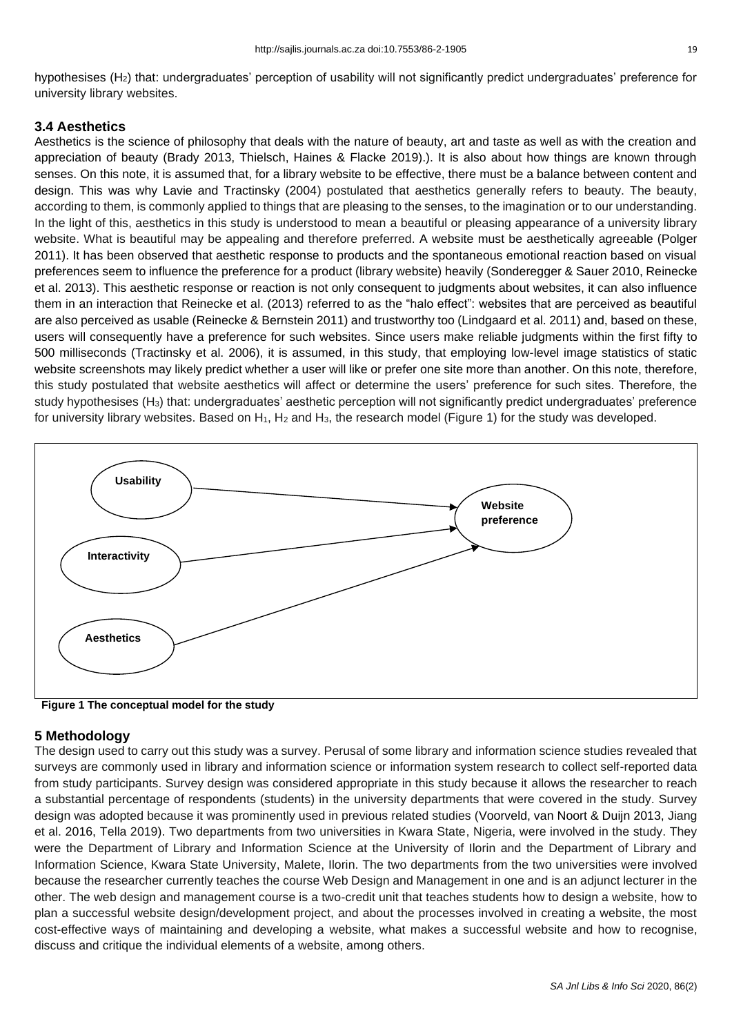hypothesises ($H_2$) that: undergraduates' perception of usability will not significantly predict undergraduates' preference for university library websites.

### 3.4 Aesthetics

Aesthetics is the science of philosophy that deals with the nature of beauty, art and taste as well as with the creation and appreciation of beauty (Brady 2013, Thielsch, Haines & Flacke 2019).). It is also about how things are known through senses. On this note, it is assumed that, for a library website to be effective, there must be a balance between content and design. This was why Lavie and Tractinsky (2004) postulated that aesthetics generally refers to beauty. The beauty, according to them, is commonly applied to things that are pleasing to the senses, to the imagination or to our understanding. In the light of this, aesthetics in this study is understood to mean a beautiful or pleasing appearance of a university library website. What is beautiful may be appealing and therefore preferred. A website must be aesthetically agreeable (Polger 2011). It has been observed that aesthetic response to products and the spontaneous emotional reaction based on visual preferences seem to influence the preference for a product (library website) heavily (Sonderegger & Sauer 2010, Reinecke et al. 2013). This aesthetic response or reaction is not only consequent to judgments about websites, it can also influence them in an interaction that Reinecke et al. (2013) referred to as the "halo effect": websites that are perceived as beautiful are also perceived as usable (Reinecke & Bernstein 2011) and trustworthy too (Lindgaard et al. 2011) and, based on these, users will consequently have a preference for such websites. Since users make reliable judgments within the first fifty to 500 milliseconds (Tractinsky et al. 2006), it is assumed, in this study, that employing low-level image statistics of static website screenshots may likely predict whether a user will like or prefer one site more than another. On this note, therefore, this study postulated that website aesthetics will affect or determine the users' preference for such sites. Therefore, the study hypothesises ($H_3$) that: undergraduates' aesthetic perception will not significantly predict undergraduates' preference for university library websites. Based on $H_1$, $H_2$ and $H_3$, the research model (Figure 1) for the study was developed.

**Figure 1 The conceptual model for the study**

## 5 Methodology

The design used to carry out this study was a survey. Perusal of some library and information science studies revealed that surveys are commonly used in library and information science or information system research to collect self-reported data from study participants. Survey design was considered appropriate in this study because it allows the researcher to reach a substantial percentage of respondents (students) in the university departments that were covered in the study. Survey design was adopted because it was prominently used in previous related studies (Voorveld, van Noort & Duijn 2013, Jiang et al. 2016, Tella 2019). Two departments from two universities in Kwara State, Nigeria, were involved in the study. They were the Department of Library and Information Science at the University of Ilorin and the Department of Library and Information Science, Kwara State University, Malete, Ilorin. The two departments from the two universities were involved because the researcher currently teaches the course Web Design and Management in one and is an adjunct lecturer in the other. The web design and management course is a two-credit unit that teaches students how to design a website, how to plan a successful website design/development project, and about the processes involved in creating a website, the most cost-effective ways of maintaining and developing a website, what makes a successful website and how to recognise, discuss and critique the individual elements of a website, among others.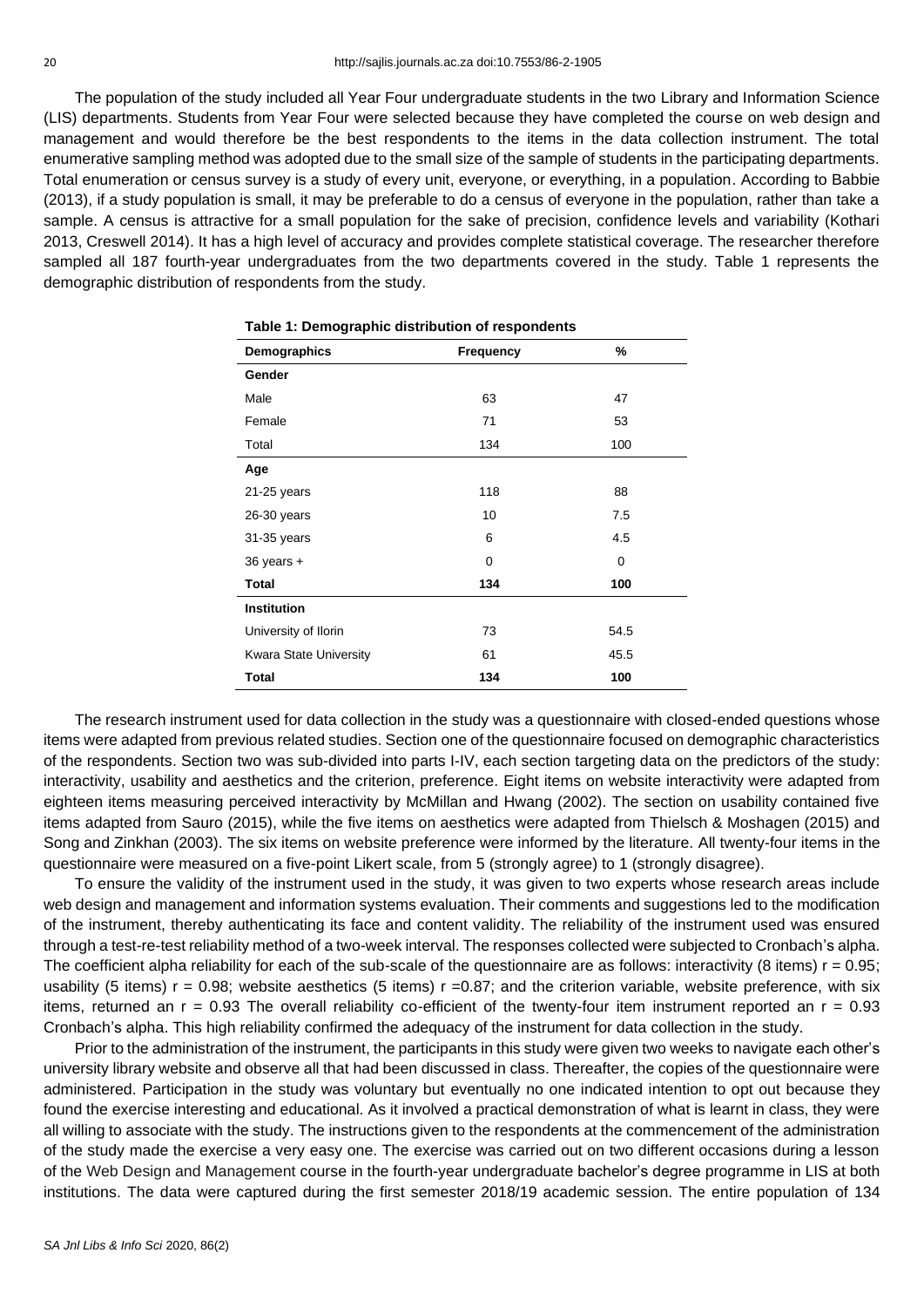The population of the study included all Year Four undergraduate students in the two Library and Information Science (LIS) departments. Students from Year Four were selected because they have completed the course on web design and management and would therefore be the best respondents to the items in the data collection instrument. The total enumerative sampling method was adopted due to the small size of the sample of students in the participating departments. Total enumeration or census survey is a study of every unit, everyone, or everything, in a population. According to Babbie (2013), if a study population is small, it may be preferable to do a census of everyone in the population, rather than take a sample. A census is attractive for a small population for the sake of precision, confidence levels and variability (Kothari 2013, Creswell 2014). It has a high level of accuracy and provides complete statistical coverage. The researcher therefore sampled all 187 fourth-year undergraduates from the two departments covered in the study. Table 1 represents the demographic distribution of respondents from the study.

**Table 1: Demographic distribution of respondents**

| Demographics | Frequency | % |
|---|---|---|
| **Gender** | | |
| Male | 63 | 47 |
| Female | 71 | 53 |
| Total | 134 | 100 |
| **Age** | | |
| 21-25 years | 118 | 88 |
| 26-30 years | 10 | 7.5 |
| 31-35 years | 6 | 4.5 |
| 36 years + | 0 | 0 |
| **Total** | **134** | **100** |
| **Institution** | | |
| University of Ilorin | 73 | 54.5 |
| Kwara State University | 61 | 45.5 |
| **Total** | **134** | **100** |

The research instrument used for data collection in the study was a questionnaire with closed-ended questions whose items were adapted from previous related studies. Section one of the questionnaire focused on demographic characteristics of the respondents. Section two was sub-divided into parts I-IV, each section targeting data on the predictors of the study: interactivity, usability and aesthetics and the criterion, preference. Eight items on website interactivity were adapted from eighteen items measuring perceived interactivity by McMillan and Hwang (2002). The section on usability contained five items adapted from Sauro (2015), while the five items on aesthetics were adapted from Thielsch & Moshagen (2015) and Song and Zinkhan (2003). The six items on website preference were informed by the literature. All twenty-four items in the questionnaire were measured on a five-point Likert scale, from 5 (strongly agree) to 1 (strongly disagree).

To ensure the validity of the instrument used in the study, it was given to two experts whose research areas include web design and management and information systems evaluation. Their comments and suggestions led to the modification of the instrument, thereby authenticating its face and content validity. The reliability of the instrument used was ensured through a test-re-test reliability method of a two-week interval. The responses collected were subjected to Cronbach's alpha. The coefficient alpha reliability for each of the sub-scale of the questionnaire are as follows: interactivity (8 items) $r = 0.95$; usability (5 items) $r = 0.98$; website aesthetics (5 items) $r = 0.87$; and the criterion variable, website preference, with six items, returned an $r = 0.93$ The overall reliability co-efficient of the twenty-four item instrument reported an $r = 0.93$ Cronbach's alpha. This high reliability confirmed the adequacy of the instrument for data collection in the study.

Prior to the administration of the instrument, the participants in this study were given two weeks to navigate each other's university library website and observe all that had been discussed in class. Thereafter, the copies of the questionnaire were administered. Participation in the study was voluntary but eventually no one indicated intention to opt out because they found the exercise interesting and educational. As it involved a practical demonstration of what is learnt in class, they were all willing to associate with the study. The instructions given to the respondents at the commencement of the administration of the study made the exercise a very easy one. The exercise was carried out on two different occasions during a lesson of the Web Design and Management course in the fourth-year undergraduate bachelor's degree programme in LIS at both institutions. The data were captured during the first semester 2018/19 academic session. The entire population of 134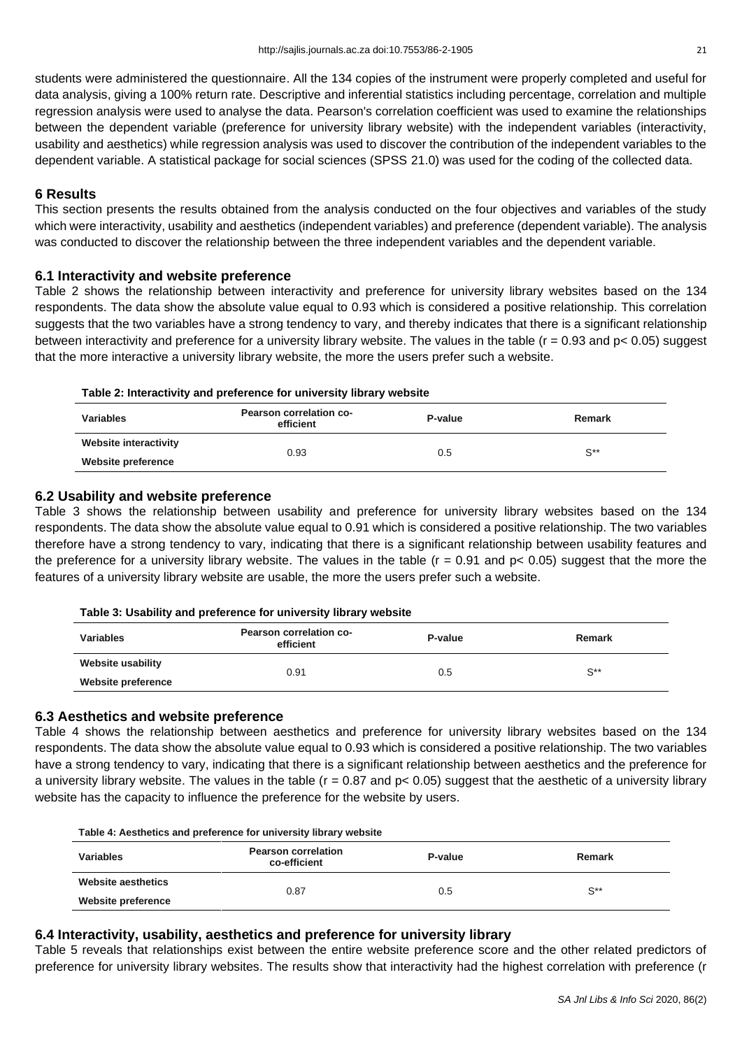students were administered the questionnaire. All the 134 copies of the instrument were properly completed and useful for data analysis, giving a 100% return rate. Descriptive and inferential statistics including percentage, correlation and multiple regression analysis were used to analyse the data. Pearson's correlation coefficient was used to examine the relationships between the dependent variable (preference for university library website) with the independent variables (interactivity, usability and aesthetics) while regression analysis was used to discover the contribution of the independent variables to the dependent variable. A statistical package for social sciences (SPSS 21.0) was used for the coding of the collected data.

## 6 Results

This section presents the results obtained from the analysis conducted on the four objectives and variables of the study which were interactivity, usability and aesthetics (independent variables) and preference (dependent variable). The analysis was conducted to discover the relationship between the three independent variables and the dependent variable.

### 6.1 Interactivity and website preference

Table 2 shows the relationship between interactivity and preference for university library websites based on the 134 respondents. The data show the absolute value equal to 0.93 which is considered a positive relationship. This correlation suggests that the two variables have a strong tendency to vary, and thereby indicates that there is a significant relationship between interactivity and preference for a university library website. The values in the table ($r = 0.93$ and $p < 0.05$) suggest that the more interactive a university library website, the more the users prefer such a website.

**Table 2: Interactivity and preference for university library website**

| Variables | Pearson correlation co-efficient | P-value | Remark |
|---|---|---|---|
| Website interactivity<br>Website preference | 0.93 | 0.5 | S** |

### 6.2 Usability and website preference

Table 3 shows the relationship between usability and preference for university library websites based on the 134 respondents. The data show the absolute value equal to 0.91 which is considered a positive relationship. The two variables therefore have a strong tendency to vary, indicating that there is a significant relationship between usability features and the preference for a university library website. The values in the table ($r = 0.91$ and $p < 0.05$) suggest that the more the features of a university library website are usable, the more the users prefer such a website.

**Table 3: Usability and preference for university library website**

| Variables | Pearson correlation co-efficient | P-value | Remark |
|---|---|---|---|
| Website usability<br>Website preference | 0.91 | 0.5 | S** |

### 6.3 Aesthetics and website preference

Table 4 shows the relationship between aesthetics and preference for university library websites based on the 134 respondents. The data show the absolute value equal to 0.93 which is considered a positive relationship. The two variables have a strong tendency to vary, indicating that there is a significant relationship between aesthetics and the preference for a university library website. The values in the table ($r = 0.87$ and $p < 0.05$) suggest that the aesthetic of a university library website has the capacity to influence the preference for the website by users.

**Table 4: Aesthetics and preference for university library website**

| Variables | Pearson correlation co-efficient | P-value | Remark |
|---|---|---|---|
| Website aesthetics<br>Website preference | 0.87 | 0.5 | S** |

### 6.4 Interactivity, usability, aesthetics and preference for university library

Table 5 reveals that relationships exist between the entire website preference score and the other related predictors of preference for university library websites. The results show that interactivity had the highest correlation with preference (r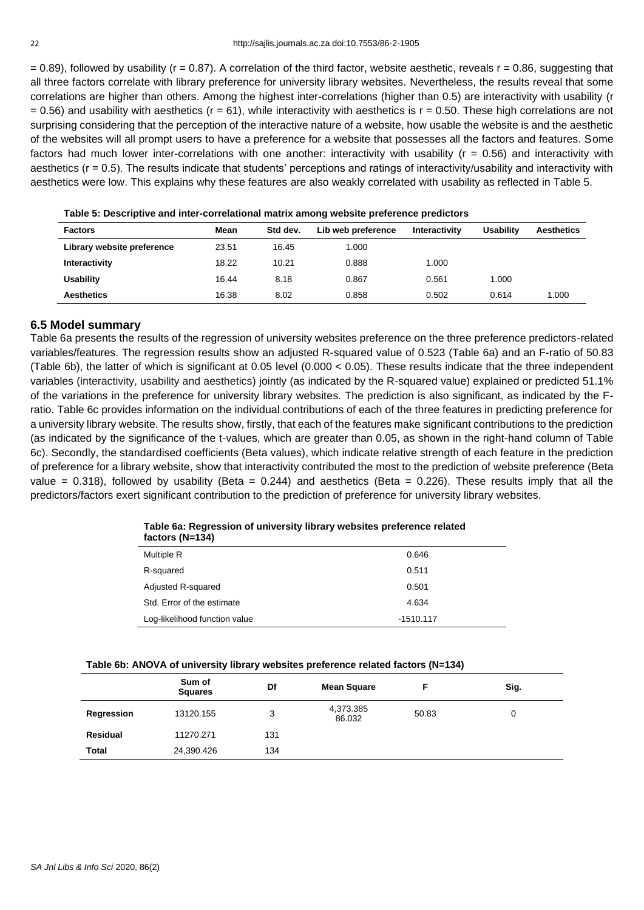= 0.89), followed by usability (r = 0.87). A correlation of the third factor, website aesthetic, reveals r = 0.86, suggesting that all three factors correlate with library preference for university library websites. Nevertheless, the results reveal that some correlations are higher than others. Among the highest inter-correlations (higher than 0.5) are interactivity with usability (r = 0.56) and usability with aesthetics (r = 61), while interactivity with aesthetics is r = 0.50. These high correlations are not surprising considering that the perception of the interactive nature of a website, how usable the website is and the aesthetic of the websites will all prompt users to have a preference for a website that possesses all the factors and features. Some factors had much lower inter-correlations with one another: interactivity with usability (r = 0.56) and interactivity with aesthetics (r = 0.5). The results indicate that students' perceptions and ratings of interactivity/usability and interactivity with aesthetics were low. This explains why these features are also weakly correlated with usability as reflected in Table 5.

**Table 5: Descriptive and inter-correlational matrix among website preference predictors**

| Factors | Mean | Std dev. | Lib web preference | Interactivity | Usability | Aesthetics |
|---|---|---|---|---|---|---|
| Library website preference | 23.51 | 16.45 | 1.000 | | | |
| Interactivity | 18.22 | 10.21 | 0.888 | 1.000 | | |
| Usability | 16.44 | 8.18 | 0.867 | 0.561 | 1.000 | |
| Aesthetics | 16.38 | 8.02 | 0.858 | 0.502 | 0.614 | 1.000 |

## 6.5 Model summary

Table 6a presents the results of the regression of university websites preference on the three preference predictors-related variables/features. The regression results show an adjusted R-squared value of 0.523 (Table 6a) and an F-ratio of 50.83 (Table 6b), the latter of which is significant at 0.05 level (0.000 < 0.05). These results indicate that the three independent variables (interactivity, usability and aesthetics) jointly (as indicated by the R-squared value) explained or predicted 51.1% of the variations in the preference for university library websites. The prediction is also significant, as indicated by the F-ratio. Table 6c provides information on the individual contributions of each of the three features in predicting preference for a university library website. The results show, firstly, that each of the features make significant contributions to the prediction (as indicated by the significance of the t-values, which are greater than 0.05, as shown in the right-hand column of Table 6c). Secondly, the standardised coefficients (Beta values), which indicate relative strength of each feature in the prediction of preference for a library website, show that interactivity contributed the most to the prediction of website preference (Beta value = 0.318), followed by usability (Beta = 0.244) and aesthetics (Beta = 0.226). These results imply that all the predictors/factors exert significant contribution to the prediction of preference for university library websites.

**Table 6a: Regression of university library websites preference related factors (N=134)**

| | |
|---|---|
| Multiple R | 0.646 |
| R-squared | 0.511 |
| Adjusted R-squared | 0.501 |
| Std. Error of the estimate | 4.634 |
| Log-likelihood function value | -1510.117 |

**Table 6b: ANOVA of university library websites preference related factors (N=134)**

| | Sum of Squares | Df | Mean Square | F | Sig. |
|---|---|---|---|---|---|
| Regression | 13120.155 | 3 | 4,373.385<br>86.032 | 50.83 | 0 |
| Residual | 11270.271 | 131 | | | |
| Total | 24,390.426 | 134 | | | |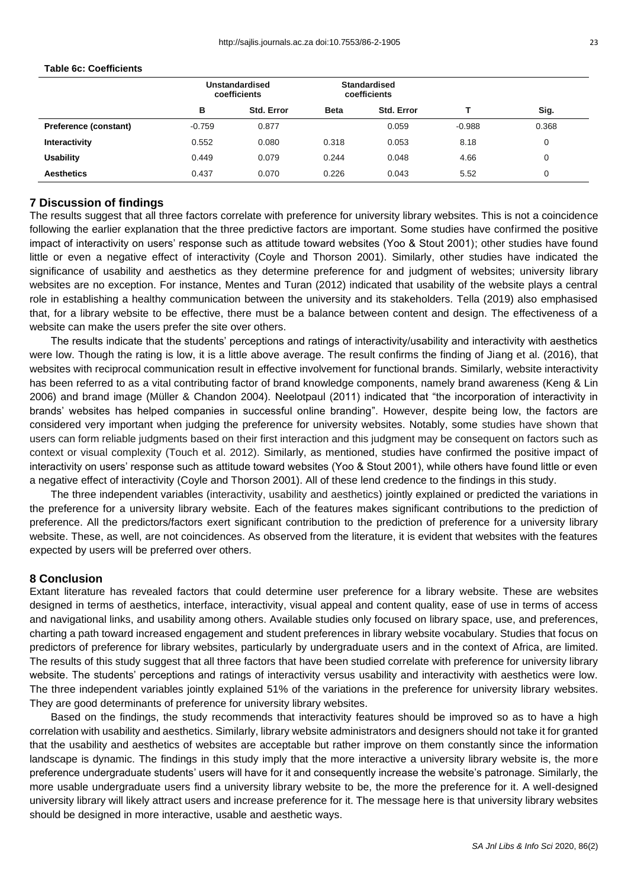**Table 6c: Coefficients**

| | Unstandardised coefficients | | Standardised coefficients | | | |
|---|---|---|---|---|---|---|
| | B | Std. Error | Beta | Std. Error | T | Sig. |
| **Preference (constant)** | -0.759 | 0.877 | | 0.059 | -0.988 | 0.368 |
| **Interactivity** | 0.552 | 0.080 | 0.318 | 0.053 | 8.18 | 0 |
| **Usability** | 0.449 | 0.079 | 0.244 | 0.048 | 4.66 | 0 |
| **Aesthetics** | 0.437 | 0.070 | 0.226 | 0.043 | 5.52 | 0 |

## 7 Discussion of findings

The results suggest that all three factors correlate with preference for university library websites. This is not a coincidence following the earlier explanation that the three predictive factors are important. Some studies have confirmed the positive impact of interactivity on users' response such as attitude toward websites (Yoo & Stout 2001); other studies have found little or even a negative effect of interactivity (Coyle and Thorson 2001). Similarly, other studies have indicated the significance of usability and aesthetics as they determine preference for and judgment of websites; university library websites are no exception. For instance, Mentes and Turan (2012) indicated that usability of the website plays a central role in establishing a healthy communication between the university and its stakeholders. Tella (2019) also emphasised that, for a library website to be effective, there must be a balance between content and design. The effectiveness of a website can make the users prefer the site over others.

The results indicate that the students' perceptions and ratings of interactivity/usability and interactivity with aesthetics were low. Though the rating is low, it is a little above average. The result confirms the finding of Jiang et al. (2016), that websites with reciprocal communication result in effective involvement for functional brands. Similarly, website interactivity has been referred to as a vital contributing factor of brand knowledge components, namely brand awareness (Keng & Lin 2006) and brand image (Müller & Chandon 2004). Neelotpaul (2011) indicated that "the incorporation of interactivity in brands' websites has helped companies in successful online branding". However, despite being low, the factors are considered very important when judging the preference for university websites. Notably, some studies have shown that users can form reliable judgments based on their first interaction and this judgment may be consequent on factors such as context or visual complexity (Touch et al. 2012). Similarly, as mentioned, studies have confirmed the positive impact of interactivity on users' response such as attitude toward websites (Yoo & Stout 2001), while others have found little or even a negative effect of interactivity (Coyle and Thorson 2001). All of these lend credence to the findings in this study.

The three independent variables (interactivity, usability and aesthetics) jointly explained or predicted the variations in the preference for a university library website. Each of the features makes significant contributions to the prediction of preference. All the predictors/factors exert significant contribution to the prediction of preference for a university library website. These, as well, are not coincidences. As observed from the literature, it is evident that websites with the features expected by users will be preferred over others.

## 8 Conclusion

Extant literature has revealed factors that could determine user preference for a library website. These are websites designed in terms of aesthetics, interface, interactivity, visual appeal and content quality, ease of use in terms of access and navigational links, and usability among others. Available studies only focused on library space, use, and preferences, charting a path toward increased engagement and student preferences in library website vocabulary. Studies that focus on predictors of preference for library websites, particularly by undergraduate users and in the context of Africa, are limited. The results of this study suggest that all three factors that have been studied correlate with preference for university library website. The students' perceptions and ratings of interactivity versus usability and interactivity with aesthetics were low. The three independent variables jointly explained 51% of the variations in the preference for university library websites. They are good determinants of preference for university library websites.

Based on the findings, the study recommends that interactivity features should be improved so as to have a high correlation with usability and aesthetics. Similarly, library website administrators and designers should not take it for granted that the usability and aesthetics of websites are acceptable but rather improve on them constantly since the information landscape is dynamic. The findings in this study imply that the more interactive a university library website is, the more preference undergraduate students' users will have for it and consequently increase the website's patronage. Similarly, the more usable undergraduate users find a university library website to be, the more the preference for it. A well-designed university library will likely attract users and increase preference for it. The message here is that university library websites should be designed in more interactive, usable and aesthetic ways.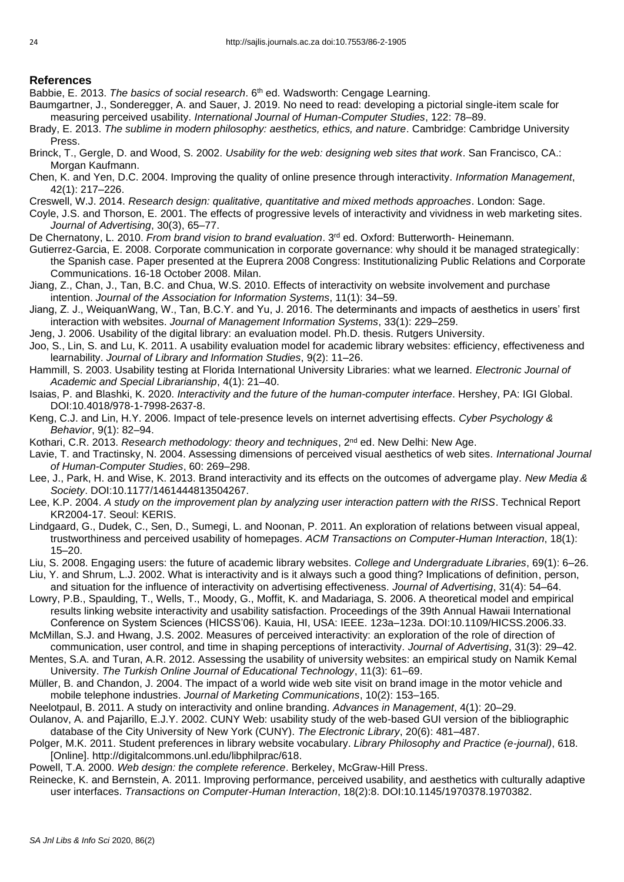## References

Babbie, E. 2013. *The basics of social research*. 6th ed. Wadsworth: Cengage Learning.

Baumgartner, J., Sonderegger, A. and Sauer, J. 2019. No need to read: developing a pictorial single-item scale for measuring perceived usability. *International Journal of Human-Computer Studies*, 122: 78–89.

Brady, E. 2013. *The sublime in modern philosophy: aesthetics, ethics, and nature*. Cambridge: Cambridge University Press.

Brinck, T., Gergle, D. and Wood, S. 2002. *Usability for the web: designing web sites that work*. San Francisco, CA.: Morgan Kaufmann.

Chen, K. and Yen, D.C. 2004. Improving the quality of online presence through interactivity. *Information Management*, 42(1): 217–226.

Creswell, W.J. 2014. *Research design: qualitative, quantitative and mixed methods approaches*. London: Sage.

Coyle, J.S. and Thorson, E. 2001. The effects of progressive levels of interactivity and vividness in web marketing sites. *Journal of Advertising*, 30(3), 65–77.

De Chernatony, L. 2010. *From brand vision to brand evaluation*. 3rd ed. Oxford: Butterworth- Heinemann.

Gutierrez-Garcia, E. 2008. Corporate communication in corporate governance: why should it be managed strategically: the Spanish case. Paper presented at the Euprera 2008 Congress: Institutionalizing Public Relations and Corporate Communications. 16-18 October 2008. Milan.

Jiang, Z., Chan, J., Tan, B.C. and Chua, W.S. 2010. Effects of interactivity on website involvement and purchase intention. *Journal of the Association for Information Systems*, 11(1): 34–59.

Jiang, Z. J., WeiquanWang, W., Tan, B.C.Y. and Yu, J. 2016. The determinants and impacts of aesthetics in users' first interaction with websites. *Journal of Management Information Systems*, 33(1): 229–259.

Jeng, J. 2006. Usability of the digital library: an evaluation model. Ph.D. thesis. Rutgers University.

Joo, S., Lin, S. and Lu, K. 2011. A usability evaluation model for academic library websites: efficiency, effectiveness and learnability. *Journal of Library and Information Studies*, 9(2): 11–26.

Hammill, S. 2003. Usability testing at Florida International University Libraries: what we learned. *Electronic Journal of Academic and Special Librarianship*, 4(1): 21–40.

Isaias, P. and Blashki, K. 2020. *Interactivity and the future of the human-computer interface*. Hershey, PA: IGI Global. DOI:10.4018/978-1-7998-2637-8.

Keng, C.J. and Lin, H.Y. 2006. Impact of tele-presence levels on internet advertising effects. *Cyber Psychology & Behavior*, 9(1): 82–94.

Kothari, C.R. 2013. *Research methodology: theory and techniques*, 2nd ed. New Delhi: New Age.

Lavie, T. and Tractinsky, N. 2004. Assessing dimensions of perceived visual aesthetics of web sites. *International Journal of Human-Computer Studies*, 60: 269–298.

Lee, J., Park, H. and Wise, K. 2013. Brand interactivity and its effects on the outcomes of advergame play. *New Media & Society*. DOI:10.1177/1461444813504267.

Lee, K.P. 2004. *A study on the improvement plan by analyzing user interaction pattern with the RISS*. Technical Report KR2004-17. Seoul: KERIS.

Lindgaard, G., Dudek, C., Sen, D., Sumegi, L. and Noonan, P. 2011. An exploration of relations between visual appeal, trustworthiness and perceived usability of homepages. *ACM Transactions on Computer-Human Interaction*, 18(1): 15–20.

Liu, S. 2008. Engaging users: the future of academic library websites. *College and Undergraduate Libraries*, 69(1): 6–26.

Liu, Y. and Shrum, L.J. 2002. What is interactivity and is it always such a good thing? Implications of definition, person, and situation for the influence of interactivity on advertising effectiveness. *Journal of Advertising*, 31(4): 54–64.

Lowry, P.B., Spaulding, T., Wells, T., Moody, G., Moffit, K. and Madariaga, S. 2006. A theoretical model and empirical results linking website interactivity and usability satisfaction. Proceedings of the 39th Annual Hawaii International Conference on System Sciences (HICSS'06). Kauia, HI, USA: IEEE. 123a–123a. DOI:10.1109/HICSS.2006.33.

McMillan, S.J. and Hwang, J.S. 2002. Measures of perceived interactivity: an exploration of the role of direction of communication, user control, and time in shaping perceptions of interactivity. *Journal of Advertising*, 31(3): 29–42.

Mentes, S.A. and Turan, A.R. 2012. Assessing the usability of university websites: an empirical study on Namik Kemal University. *The Turkish Online Journal of Educational Technology*, 11(3): 61–69.

Müller, B. and Chandon, J. 2004. The impact of a world wide web site visit on brand image in the motor vehicle and mobile telephone industries. *Journal of Marketing Communications*, 10(2): 153–165.

Neelotpaul, B. 2011. A study on interactivity and online branding. *Advances in Management*, 4(1): 20–29.

Oulanov, A. and Pajarillo, E.J.Y. 2002. CUNY Web: usability study of the web-based GUI version of the bibliographic database of the City University of New York (CUNY). *The Electronic Library*, 20(6): 481–487.

Polger, M.K. 2011. Student preferences in library website vocabulary. *Library Philosophy and Practice (e-journal)*, 618. [Online]. http://digitalcommons.unl.edu/libphilprac/618.

Powell, T.A. 2000. *Web design: the complete reference*. Berkeley, McGraw-Hill Press.

Reinecke, K. and Bernstein, A. 2011. Improving performance, perceived usability, and aesthetics with culturally adaptive user interfaces. *Transactions on Computer-Human Interaction*, 18(2):8. DOI:10.1145/1970378.1970382.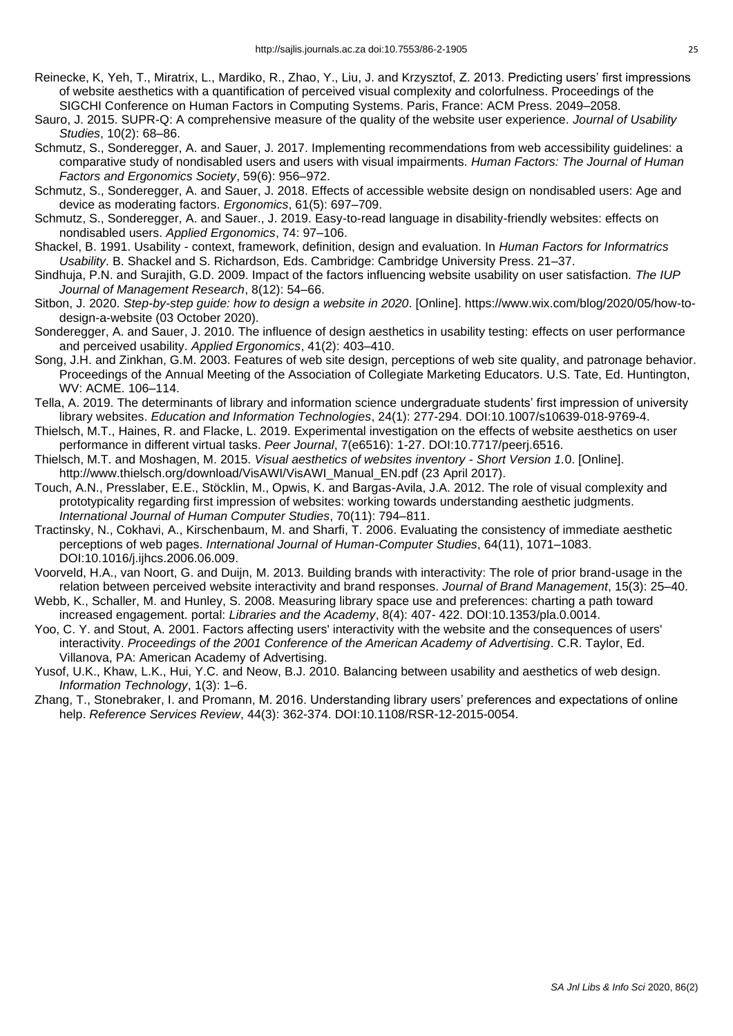Reinecke, K, Yeh, T., Miratrix, L., Mardiko, R., Zhao, Y., Liu, J. and Krzysztof, Z. 2013. Predicting users' first impressions of website aesthetics with a quantification of perceived visual complexity and colorfulness. Proceedings of the SIGCHI Conference on Human Factors in Computing Systems. Paris, France: ACM Press. 2049–2058.

Sauro, J. 2015. SUPR-Q: A comprehensive measure of the quality of the website user experience. *Journal of Usability Studies*, 10(2): 68–86.

Schmutz, S., Sonderegger, A. and Sauer, J. 2017. Implementing recommendations from web accessibility guidelines: a comparative study of nondisabled users and users with visual impairments. *Human Factors: The Journal of Human Factors and Ergonomics Society*, 59(6): 956–972.

Schmutz, S., Sonderegger, A. and Sauer, J. 2018. Effects of accessible website design on nondisabled users: Age and device as moderating factors. *Ergonomics*, 61(5): 697–709.

Schmutz, S., Sonderegger, A. and Sauer., J. 2019. Easy-to-read language in disability-friendly websites: effects on nondisabled users. *Applied Ergonomics*, 74: 97–106.

Shackel, B. 1991. Usability - context, framework, definition, design and evaluation. In *Human Factors for Informatrics Usability*. B. Shackel and S. Richardson, Eds. Cambridge: Cambridge University Press. 21–37.

Sindhuja, P.N. and Surajith, G.D. 2009. Impact of the factors influencing website usability on user satisfaction. *The IUP Journal of Management Research*, 8(12): 54–66.

Sitbon, J. 2020. *Step-by-step guide: how to design a website in 2020*. [Online]. https://www.wix.com/blog/2020/05/how-to-design-a-website (03 October 2020).

Sonderegger, A. and Sauer, J. 2010. The influence of design aesthetics in usability testing: effects on user performance and perceived usability. *Applied Ergonomics*, 41(2): 403–410.

Song, J.H. and Zinkhan, G.M. 2003. Features of web site design, perceptions of web site quality, and patronage behavior. Proceedings of the Annual Meeting of the Association of Collegiate Marketing Educators. U.S. Tate, Ed. Huntington, WV: ACME. 106–114.

Tella, A. 2019. The determinants of library and information science undergraduate students' first impression of university library websites. *Education and Information Technologies*, 24(1): 277-294. DOI:10.1007/s10639-018-9769-4.

Thielsch, M.T., Haines, R. and Flacke, L. 2019. Experimental investigation on the effects of website aesthetics on user performance in different virtual tasks. *Peer Journal*, 7(e6516): 1-27. DOI:10.7717/peerj.6516.

Thielsch, M.T. and Moshagen, M. 2015. *Visual aesthetics of websites inventory - Short Version 1*.0. [Online]. http://www.thielsch.org/download/VisAWI/VisAWI_Manual_EN.pdf (23 April 2017).

Touch, A.N., Presslaber, E.E., Stöcklin, M., Opwis, K. and Bargas-Avila, J.A. 2012. The role of visual complexity and prototypicality regarding first impression of websites: working towards understanding aesthetic judgments. *International Journal of Human Computer Studies*, 70(11): 794–811.

Tractinsky, N., Cokhavi, A., Kirschenbaum, M. and Sharfi, T. 2006. Evaluating the consistency of immediate aesthetic perceptions of web pages. *International Journal of Human-Computer Studies*, 64(11), 1071–1083. DOI:10.1016/j.ijhcs.2006.06.009.

Voorveld, H.A., van Noort, G. and Duijn, M. 2013. Building brands with interactivity: The role of prior brand-usage in the relation between perceived website interactivity and brand responses. *Journal of Brand Management*, 15(3): 25–40.

Webb, K., Schaller, M. and Hunley, S. 2008. Measuring library space use and preferences: charting a path toward increased engagement. portal: *Libraries and the Academy*, 8(4): 407- 422. DOI:10.1353/pla.0.0014.

Yoo, C. Y. and Stout, A. 2001. Factors affecting users' interactivity with the website and the consequences of users' interactivity. *Proceedings of the 2001 Conference of the American Academy of Advertising*. C.R. Taylor, Ed. Villanova, PA: American Academy of Advertising.

Yusof, U.K., Khaw, L.K., Hui, Y.C. and Neow, B.J. 2010. Balancing between usability and aesthetics of web design. *Information Technology*, 1(3): 1–6.

Zhang, T., Stonebraker, I. and Promann, M. 2016. Understanding library users' preferences and expectations of online help. *Reference Services Review*, 44(3): 362-374. DOI:10.1108/RSR-12-2015-0054.